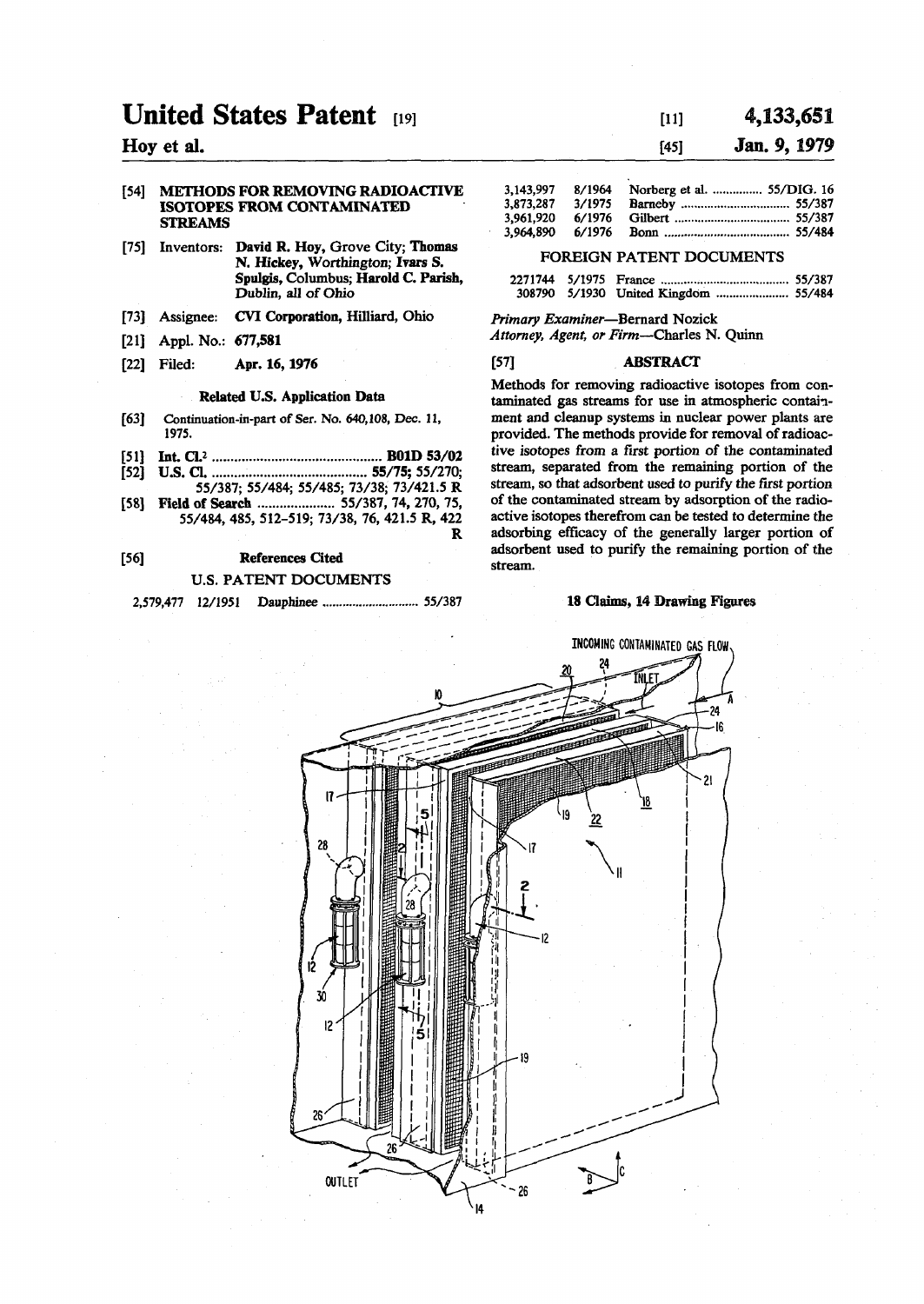# United States Patent [19]

**Hoy et al.**

[11] **4,133,651**

[45] **Jan. 9, 1979**

[54] **METHODS FOR REMOVING RADIOACTIVE ISOTOPES FROM CONTAMINATED STREAMS**

[75] Inventors: **David R. Hoy**, Grove City; **Thomas N. Hickey**, Worthington; **Ivars S. Spulgis**, Columbus; **Harold C. Parish**, Dublin, all of Ohio

[73] Assignee: **CVI Corporation**, Hilliard, Ohio

[21] Appl. No.: **677,581**

[22] Filed: **Apr. 16, 1976**

### Related U.S. Application Data

[63] Continuation-in-part of Ser. No. 640,108, Dec. 11, 1975.

[51] **Int. Cl.**[2] .............................................. **B01D 53/02**

[52] **U.S. Cl.** .......................................... **55/75;** 55/270; 55/387; 55/484; 55/485; 73/38; 73/421.5 R

[58] **Field of Search** ..................... 55/387, 74, 270, 75, 55/484, 485, 512–519; 73/38, 76, 421.5 R, 422 R

[56] **References Cited**

U.S. PATENT DOCUMENTS

| | | |
|---|---|---|
| 2,579,477 | 12/1951 | Dauphinee ............................ 55/387 |
| 3,143,997 | 8/1964 | Norberg et al. ............... 55/DIG. 16 |
| 3,873,287 | 3/1975 | Barneby ................................ 55/387 |
| 3,961,920 | 6/1976 | Gilbert .................................. 55/387 |
| 3,964,890 | 6/1976 | Bonn ..................................... 55/484 |

FOREIGN PATENT DOCUMENTS

| | | |
|---|---|---|
| 2271744 | 5/1975 | France ...................................... 55/387 |
| 308790 | 5/1930 | United Kingdom ...................... 55/484 |

*Primary Examiner*—Bernard Nozick
*Attorney, Agent, or Firm*—Charles N. Quinn

[57] **ABSTRACT**

Methods for removing radioactive isotopes from contaminated gas streams for use in atmospheric containment and cleanup systems in nuclear power plants are provided. The methods provide for removal of radioactive isotopes from a first portion of the contaminated stream, separated from the remaining portion of the stream, so that adsorbent used to purify the first portion of the contaminated stream by adsorption of the radioactive isotopes therefrom can be tested to determine the adsorbing efficacy of the generally larger portion of adsorbent used to purify the remaining portion of the stream.

**18 Claims, 14 Drawing Figures**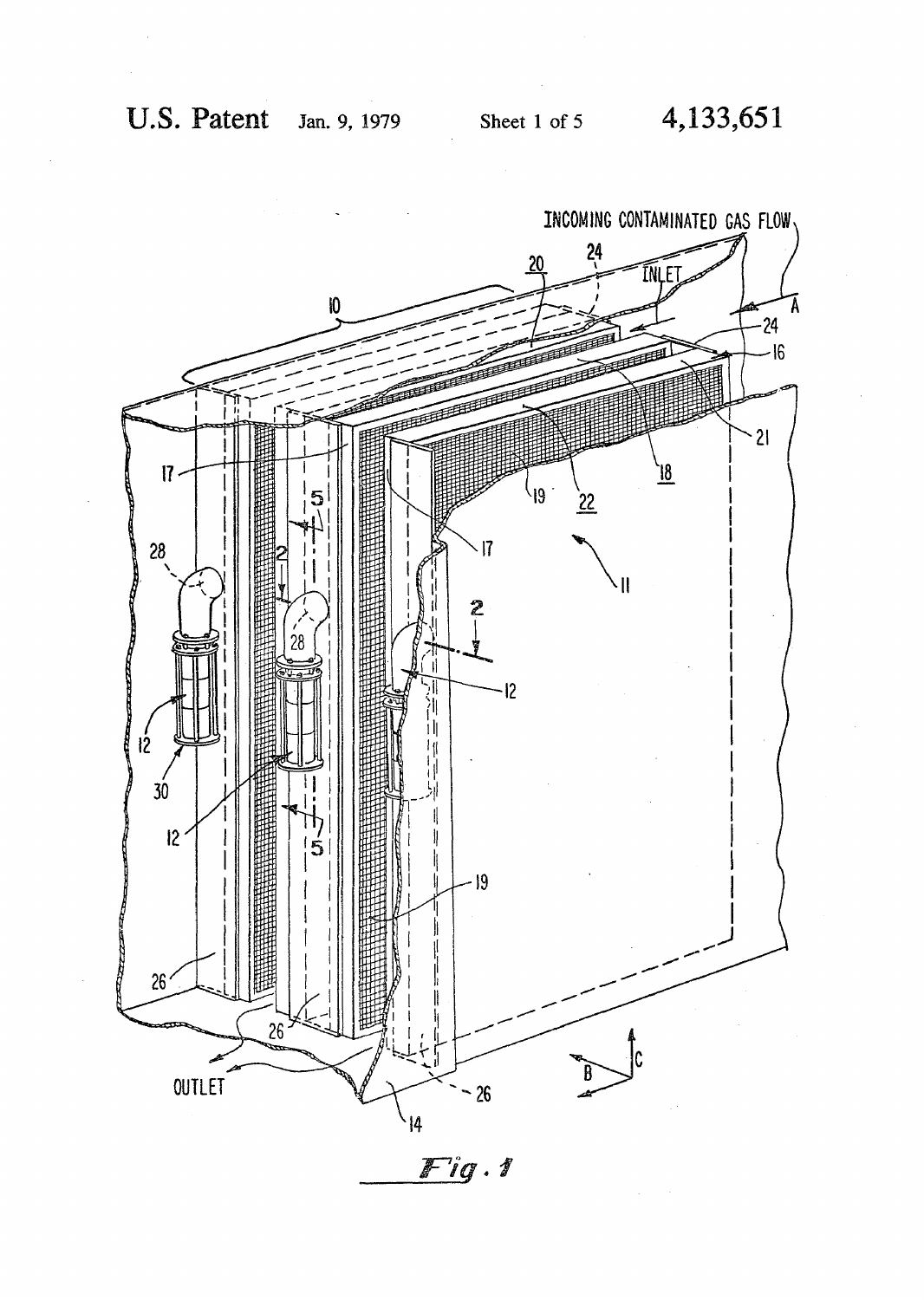Fig. 1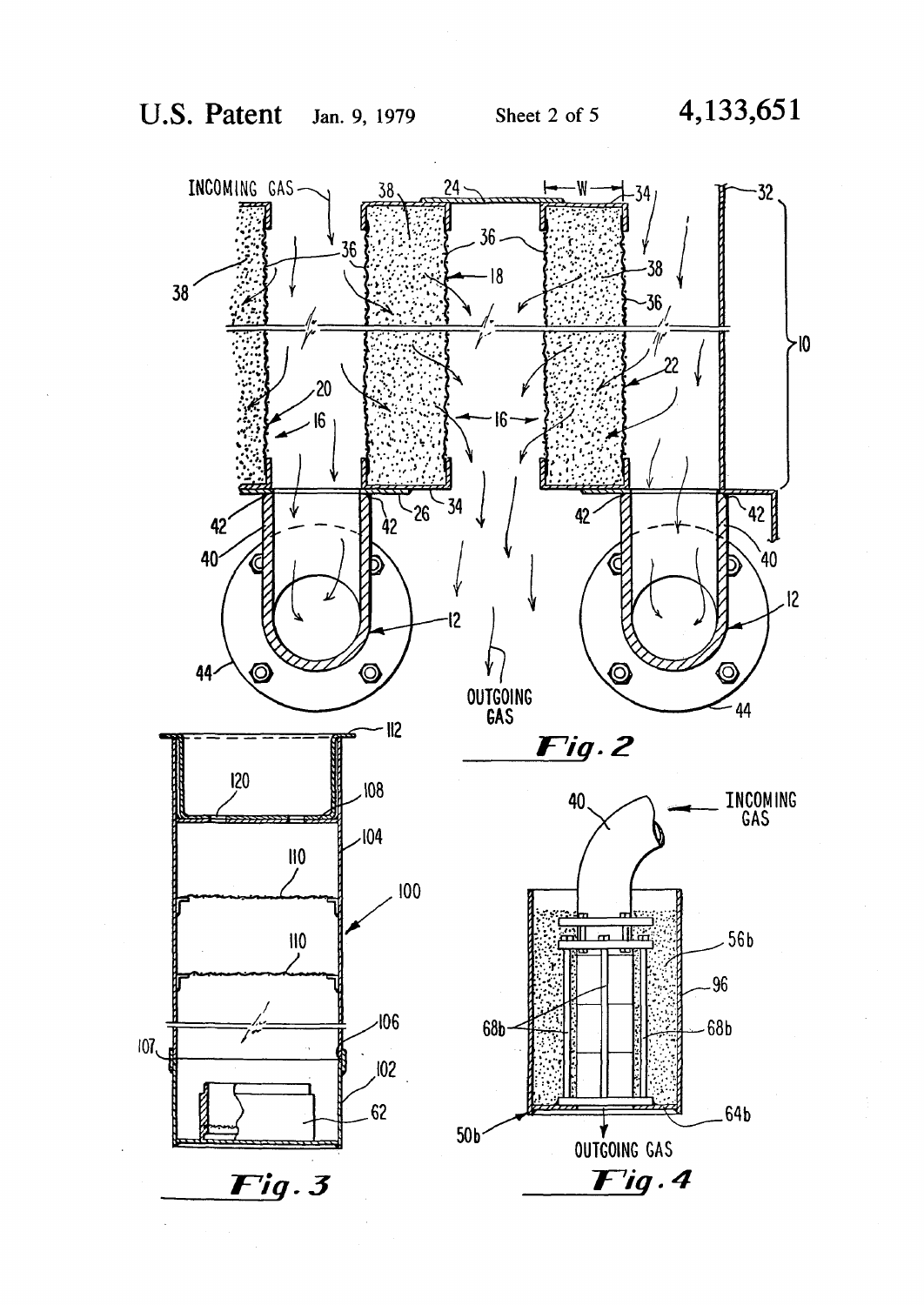Fig. 2

Fig. 3

Fig. 4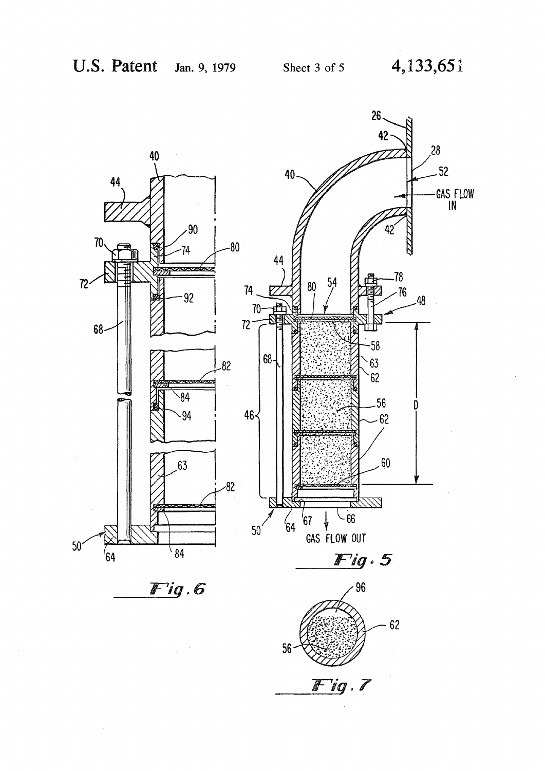Fig. 6

Fig. 5

Fig. 7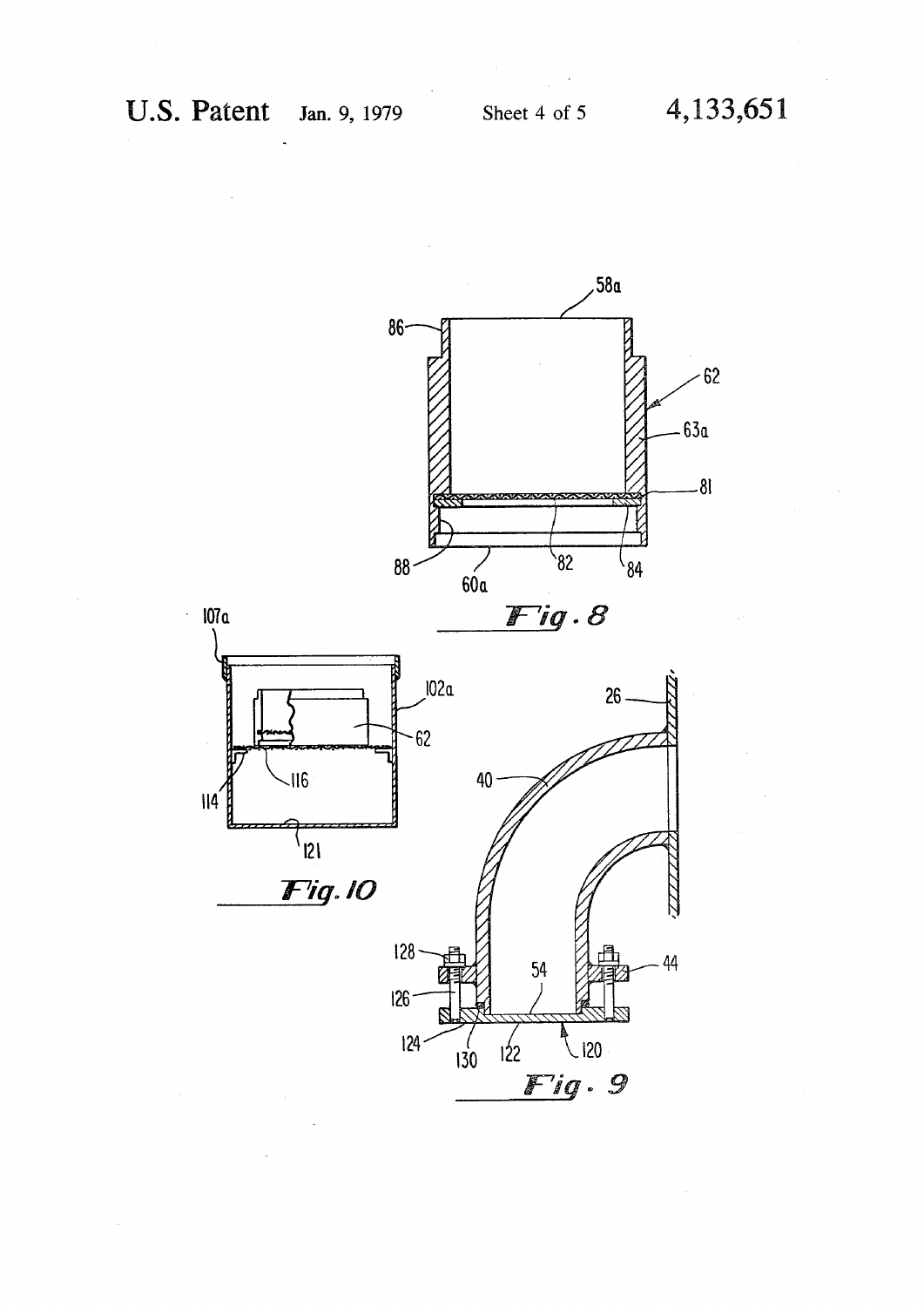Fig. 8

Fig. 10

Fig. 9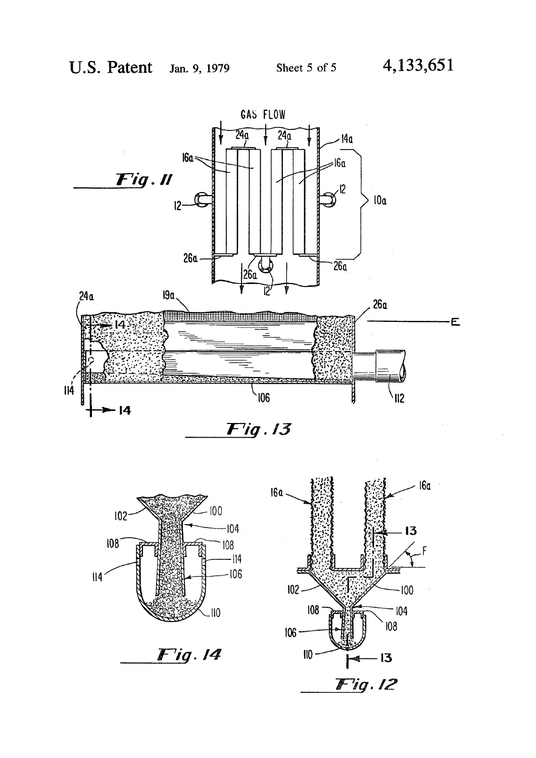Fig. 11

Fig. 13

Fig. 14

Fig. 12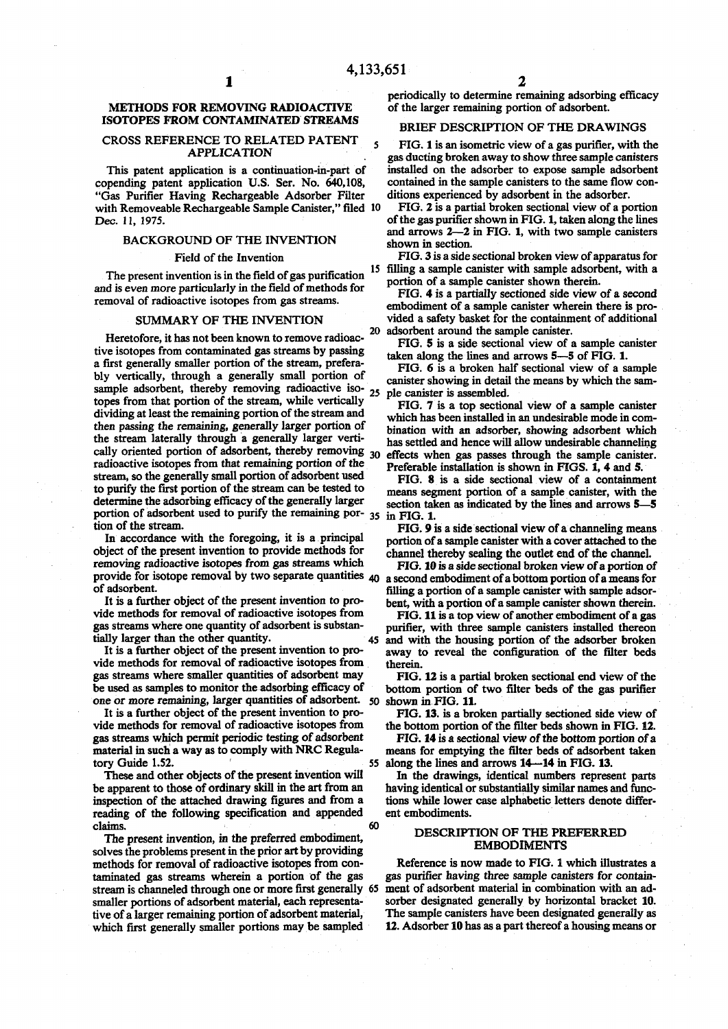# METHODS FOR REMOVING RADIOACTIVE ISOTOPES FROM CONTAMINATED STREAMS

## CROSS REFERENCE TO RELATED PATENT APPLICATION

This patent application is a continuation-in-part of copending patent application U.S. Ser. No. 640,108, "Gas Purifier Having Rechargeable Adsorber Filter with Removeable Rechargeable Sample Canister," filed Dec. 11, 1975.

## BACKGROUND OF THE INVENTION

### Field of the Invention

The present invention is in the field of gas purification and is even more particularly in the field of methods for removal of radioactive isotopes from gas streams.

## SUMMARY OF THE INVENTION

Heretofore, it has not been known to remove radioactive isotopes from contaminated gas streams by passing a first generally smaller portion of the stream, preferably vertically, through a generally small portion of sample adsorbent, thereby removing radioactive isotopes from that portion of the stream, while vertically dividing at least the remaining portion of the stream and then passing the remaining, generally larger portion of the stream laterally through a generally larger vertically oriented portion of adsorbent, thereby removing radioactive isotopes from that remaining portion of the stream, so the generally small portion of adsorbent used to purify the first portion of the stream can be tested to determine the adsorbing efficacy of the generally larger portion of adsorbent used to purify the remaining portion of the stream.

In accordance with the foregoing, it is a principal object of the present invention to provide methods for removing radioactive isotopes from gas streams which provide for isotope removal by two separate quantities of adsorbent.

It is a further object of the present invention to provide methods for removal of radioactive isotopes from gas streams where one quantity of adsorbent is substantially larger than the other quantity.

It is a further object of the present invention to provide methods for removal of radioactive isotopes from gas streams where smaller quantities of adsorbent may be used as samples to monitor the adsorbing efficacy of one or more remaining, larger quantities of adsorbent.

It is a further object of the present invention to provide methods for removal of radioactive isotopes from gas streams which permit periodic testing of adsorbent material in such a way as to comply with NRC Regulatory Guide 1.52.

These and other objects of the present invention will be apparent to those of ordinary skill in the art from an inspection of the attached drawing figures and from a reading of the following specification and appended claims.

The present invention, in the preferred embodiment, solves the problems present in the prior art by providing methods for removal of radioactive isotopes from contaminated gas streams wherein a portion of the gas stream is channeled through one or more first generally smaller portions of adsorbent material, each representative of a larger remaining portion of adsorbent material, which first generally smaller portions may be sampled periodically to determine remaining adsorbing efficacy of the larger remaining portion of adsorbent.

## BRIEF DESCRIPTION OF THE DRAWINGS

FIG. 1 is an isometric view of a gas purifier, with the gas ducting broken away to show three sample canisters installed on the adsorber to expose sample adsorbent contained in the sample canisters to the same flow conditions experienced by adsorbent in the adsorber.

FIG. 2 is a partial broken sectional view of a portion of the gas purifier shown in FIG. 1, taken along the lines and arrows 2—2 in FIG. 1, with two sample canisters shown in section.

FIG. 3 is a side sectional broken view of apparatus for filling a sample canister with sample adsorbent, with a portion of a sample canister shown therein.

FIG. 4 is a partially sectioned side view of a second embodiment of a sample canister wherein there is provided a safety basket for the containment of additional adsorbent around the sample canister.

FIG. 5 is a side sectional view of a sample canister taken along the lines and arrows 5—5 of FIG. 1.

FIG. 6 is a broken half sectional view of a sample canister showing in detail the means by which the sample canister is assembled.

FIG. 7 is a top sectional view of a sample canister which has been installed in an undesirable mode in combination with an adsorber, showing adsorbent which has settled and hence will allow undesirable channeling effects when gas passes through the sample canister. Preferable installation is shown in FIGS. 1, 4 and 5.

FIG. 8 is a side sectional view of a containment means segment portion of a sample canister, with the section taken as indicated by the lines and arrows 5—5 in FIG. 1.

FIG. 9 is a side sectional view of a channeling means portion of a sample canister with a cover attached to the channel thereby sealing the outlet end of the channel.

FIG. 10 is a side sectional broken view of a portion of a second embodiment of a bottom portion of a means for filling a portion of a sample canister with sample adsorbent, with a portion of a sample canister shown therein.

FIG. 11 is a top view of another embodiment of a gas purifier, with three sample canisters installed thereon and with the housing portion of the adsorber broken away to reveal the configuration of the filter beds therein.

FIG. 12 is a partial broken sectional end view of the bottom portion of two filter beds of the gas purifier shown in FIG. 11.

FIG. 13. is a broken partially sectioned side view of the bottom portion of the filter beds shown in FIG. 12.

FIG. 14 is a sectional view of the bottom portion of a means for emptying the filter beds of adsorbent taken along the lines and arrows 14—14 in FIG. 13.

In the drawings, identical numbers represent parts having identical or substantially similar names and functions while lower case alphabetic letters denote different embodiments.

## DESCRIPTION OF THE PREFERRED EMBODIMENTS

Reference is now made to FIG. 1 which illustrates a gas purifier having three sample canisters for containment of adsorbent material in combination with an adsorber designated generally by horizontal bracket 10. The sample canisters have been designated generally as 12. Adsorber 10 has as a part thereof a housing means or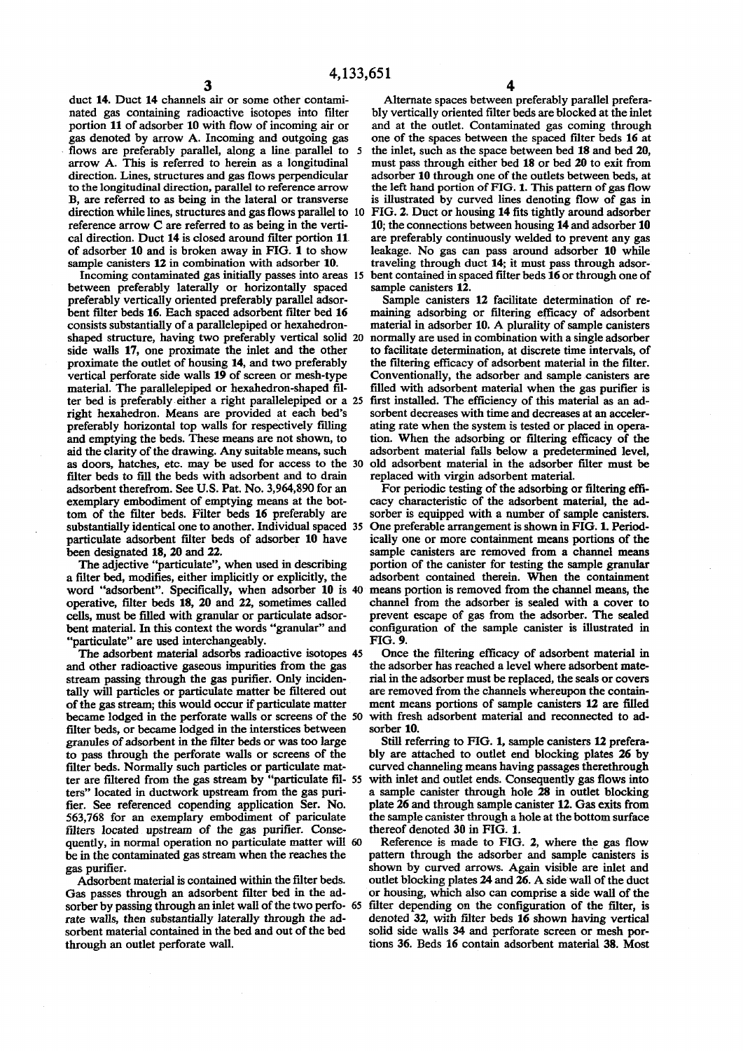duct 14. Duct 14 channels air or some other contaminated gas containing radioactive isotopes into filter portion 11 of adsorber 10 with flow of incoming air or gas denoted by arrow A. Incoming and outgoing gas flows are preferably parallel, along a line parallel to arrow A. This is referred to herein as a longitudinal direction. Lines, structures and gas flows perpendicular to the longitudinal direction, parallel to reference arrow B, are referred to as being in the lateral or transverse direction while lines, structures and gas flows parallel to reference arrow C are referred to as being in the vertical direction. Duct 14 is closed around filter portion 11 of adsorber 10 and is broken away in FIG. 1 to show sample canisters 12 in combination with adsorber 10.

Incoming contaminated gas initially passes into areas between preferably laterally or horizontally spaced preferably vertically oriented preferably parallel adsorbent filter beds 16. Each spaced adsorbent filter bed 16 consists substantially of a parallelepiped or hexahedron-shaped structure, having two preferably vertical solid side walls 17, one proximate the inlet and the other proximate the outlet of housing 14, and two preferably vertical perforate side walls 19 of screen or mesh-type material. The parallelepiped or hexahedron-shaped filter bed is preferably either a right parallelepiped or a right hexahedron. Means are provided at each bed's preferably horizontal top walls for respectively filling and emptying the beds. These means are not shown, to aid the clarity of the drawing. Any suitable means, such as doors, hatches, etc. may be used for access to the filter beds to fill the beds with adsorbent and to drain adsorbent therefrom. See U.S. Pat. No. 3,964,890 for an exemplary embodiment of emptying means at the bottom of the filter beds. Filter beds 16 preferably are substantially identical one to another. Individual spaced particulate adsorbent filter beds of adsorber 10 have been designated 18, 20 and 22.

The adjective "particulate", when used in describing a filter bed, modifies, either implicitly or explicitly, the word "adsorbent". Specifically, when adsorber 10 is operative, filter beds 18, 20 and 22, sometimes called cells, must be filled with granular or particulate adsorbent material. In this context the words "granular" and "particulate" are used interchangeably.

The adsorbent material adsorbs radioactive isotopes and other radioactive gaseous impurities from the gas stream passing through the gas purifier. Only incidentally will particles or particulate matter be filtered out of the gas stream; this would occur if particulate matter became lodged in the perforate walls or screens of the filter beds, or became lodged in the interstices between granules of adsorbent in the filter beds or was too large to pass through the perforate walls or screens of the filter beds. Normally such particles or particulate matter are filtered from the gas stream by "particulate filters" located in ductwork upstream from the gas purifier. See referenced copending application Ser. No. 563,768 for an exemplary embodiment of pariculate filters located upstream of the gas purifier. Consequently, in normal operation no particulate matter will be in the contaminated gas stream when the reaches the gas purifier.

Adsorbent material is contained within the filter beds. Gas passes through an adsorbent filter bed in the adsorber by passing through an inlet wall of the two perforate walls, then substantially laterally through the adsorbent material contained in the bed and out of the bed through an outlet perforate wall.

Alternate spaces between preferably parallel preferably vertically oriented filter beds are blocked at the inlet and at the outlet. Contaminated gas coming through one of the spaces between the spaced filter beds 16 at the inlet, such as the space between bed 18 and bed 20, must pass through either bed 18 or bed 20 to exit from adsorber 10 through one of the outlets between beds, at the left hand portion of FIG. 1. This pattern of gas flow is illustrated by curved lines denoting flow of gas in FIG. 2. Duct or housing 14 fits tightly around adsorber 10; the connections between housing 14 and adsorber 10 are preferably continuously welded to prevent any gas leakage. No gas can pass around adsorber 10 while traveling through duct 14; it must pass through adsorbent contained in spaced filter beds 16 or through one of sample canisters 12.

Sample canisters 12 facilitate determination of remaining adsorbing or filtering efficacy of adsorbent material in adsorber 10. A plurality of sample canisters normally are used in combination with a single adsorber to facilitate determination, at discrete time intervals, of the filtering efficacy of adsorbent material in the filter. Conventionally, the adsorber and sample canisters are filled with adsorbent material when the gas purifier is first installed. The efficiency of this material as an adsorbent decreases with time and decreases at an accelerating rate when the system is tested or placed in operation. When the adsorbing or filtering efficacy of the adsorbent material falls below a predetermined level, old adsorbent material in the adsorber filter must be replaced with virgin adsorbent material.

For periodic testing of the adsorbing or filtering efficacy characteristic of the adsorbent material, the adsorber is equipped with a number of sample canisters. One preferable arrangement is shown in FIG. 1. Periodically one or more containment means portions of the sample canisters are removed from a channel means portion of the canister for testing the sample granular adsorbent contained therein. When the containment means portion is removed from the channel means, the channel from the adsorber is sealed with a cover to prevent escape of gas from the adsorber. The sealed configuration of the sample canister is illustrated in FIG. 9.

Once the filtering efficacy of adsorbent material in the adsorber has reached a level where adsorbent material in the adsorber must be replaced, the seals or covers are removed from the channels whereupon the containment means portions of sample canisters 12 are filled with fresh adsorbent material and reconnected to adsorber 10.

Still referring to FIG. 1, sample canisters 12 preferably are attached to outlet end blocking plates 26 by curved channeling means having passages therethrough with inlet and outlet ends. Consequently gas flows into a sample canister through hole 28 in outlet blocking plate 26 and through sample canister 12. Gas exits from the sample canister through a hole at the bottom surface thereof denoted 30 in FIG. 1.

Reference is made to FIG. 2, where the gas flow pattern through the adsorber and sample canisters is shown by curved arrows. Again visible are inlet and outlet blocking plates 24 and 26. A side wall of the duct or housing, which also can comprise a side wall of the filter depending on the configuration of the filter, is denoted 32, with filter beds 16 shown having vertical solid side walls 34 and perforate screen or mesh portions 36. Beds 16 contain adsorbent material 38. Most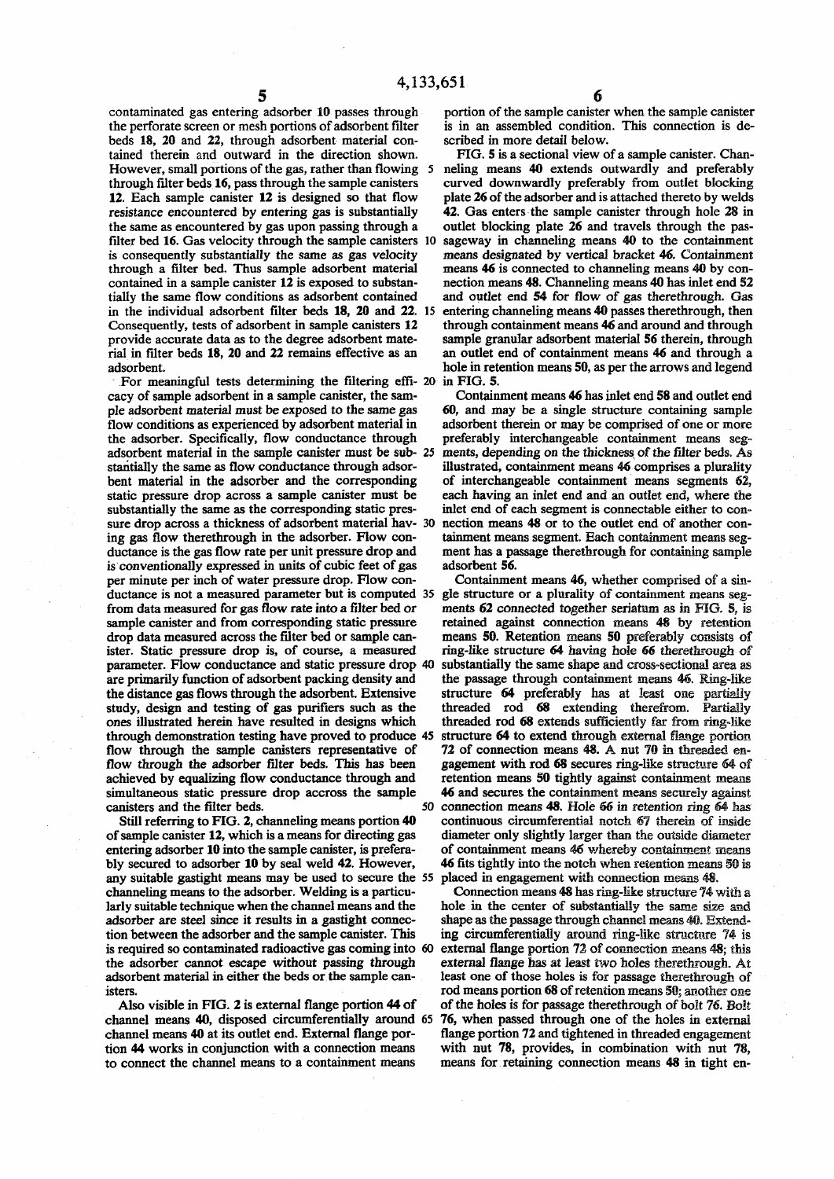contaminated gas entering adsorber 10 passes through the perforate screen or mesh portions of adsorbent filter beds 18, 20 and 22, through adsorbent material contained therein and outward in the direction shown. However, small portions of the gas, rather than flowing through filter beds 16, pass through the sample canisters 12. Each sample canister 12 is designed so that flow resistance encountered by entering gas is substantially the same as encountered by gas upon passing through a filter bed 16. Gas velocity through the sample canisters is consequently substantially the same as gas velocity through a filter bed. Thus sample adsorbent material contained in a sample canister 12 is exposed to substantially the same flow conditions as adsorbent contained in the individual adsorbent filter beds 18, 20 and 22. Consequently, tests of adsorbent in sample canisters 12 provide accurate data as to the degree adsorbent material in filter beds 18, 20 and 22 remains effective as an adsorbent.

For meaningful tests determining the filtering efficacy of sample adsorbent in a sample canister, the sample adsorbent material must be exposed to the same gas flow conditions as experienced by adsorbent material in the adsorber. Specifically, flow conductance through adsorbent material in the sample canister must be substantially the same as flow conductance through adsorbent material in the adsorber and the corresponding static pressure drop across a sample canister must be substantially the same as the corresponding static pressure drop across a thickness of adsorbent material having gas flow therethrough in the adsorber. Flow conductance is the gas flow rate per unit pressure drop and is conventionally expressed in units of cubic feet of gas per minute per inch of water pressure drop. Flow conductance is not a measured parameter but is computed from data measured for gas flow rate into a filter bed or sample canister and from corresponding static pressure drop data measured across the filter bed or sample canister. Static pressure drop is, of course, a measured parameter. Flow conductance and static pressure drop are primarily function of adsorbent packing density and the distance gas flows through the adsorbent. Extensive study, design and testing of gas purifiers such as the ones illustrated herein have resulted in designs which through demonstration testing have proved to produce flow through the sample canisters representative of flow through the adsorber filter beds. This has been achieved by equalizing flow conductance through and simultaneous static pressure drop accross the sample canisters and the filter beds.

Still referring to FIG. 2, channeling means portion 40 of sample canister 12, which is a means for directing gas entering adsorber 10 into the sample canister, is preferably secured to adsorber 10 by seal weld 42. However, any suitable gastight means may be used to secure the channeling means to the adsorber. Welding is a particularly suitable technique when the channel means and the adsorber are steel since it results in a gastight connection between the adsorber and the sample canister. This is required so contaminated radioactive gas coming into the adsorber cannot escape without passing through adsorbent material in either the beds or the sample canisters.

Also visible in FIG. 2 is external flange portion 44 of channel means 40, disposed circumferentially around channel means 40 at its outlet end. External flange portion 44 works in conjunction with a connection means to connect the channel means to a containment means portion of the sample canister when the sample canister is in an assembled condition. This connection is described in more detail below.

FIG. 5 is a sectional view of a sample canister. Channeling means 40 extends outwardly and preferably curved downwardly preferably from outlet blocking plate 26 of the adsorber and is attached thereto by welds 42. Gas enters the sample canister through hole 28 in outlet blocking plate 26 and travels through the passageway in channeling means 40 to the containment means designated by vertical bracket 46. Containment means 46 is connected to channeling means 40 by connection means 48. Channeling means 40 has inlet end 52 and outlet end 54 for flow of gas therethrough. Gas entering channeling means 40 passes therethrough, then through containment means 46 and around and through sample granular adsorbent material 56 therein, through an outlet end of containment means 46 and through a hole in retention means 50, as per the arrows and legend in FIG. 5.

Containment means 46 has inlet end 58 and outlet end 60, and may be a single structure containing sample adsorbent therein or may be comprised of one or more preferably interchangeable containment means segments, depending on the thickness of the filter beds. As illustrated, containment means 46 comprises a plurality of interchangeable containment means segments 62, each having an inlet end and an outlet end, where the inlet end of each segment is connectable either to connection means 48 or to the outlet end of another containment means segment. Each containment means segment has a passage therethrough for containing sample adsorbent 56.

Containment means 46, whether comprised of a single structure or a plurality of containment means segments 62 connected together seriatum as in FIG. 5, is retained against connection means 48 by retention means 50. Retention means 50 preferably consists of ring-like structure 64 having hole 66 therethrough of substantially the same shape and cross-sectional area as the passage through containment means 46. Ring-like structure 64 preferably has at least one partially threaded rod 68 extending therefrom. Partially threaded rod 68 extends sufficiently far from ring-like structure 64 to extend through external flange portion 72 of connection means 48. A nut 70 in threaded engagement with rod 68 secures ring-like structure 64 of retention means 50 tightly against containment means 46 and secures the containment means securely against connection means 48. Hole 66 in retention ring 64 has continuous circumferential notch 67 therein of inside diameter only slightly larger than the outside diameter of containment means 46 whereby containment means 46 fits tightly into the notch when retention means 50 is placed in engagement with connection means 48.

Connection means 48 has ring-like structure 74 with a hole in the center of substantially the same size and shape as the passage through channel means 40. Extending circumferentially around ring-like structure 74 is external flange portion 72 of connection means 48; this external flange has at least two holes therethrough. At least one of those holes is for passage therethrough of rod means portion 68 of retention means 50; another one of the holes is for passage therethrough of bolt 76. Bolt 76, when passed through one of the holes in external flange portion 72 and tightened in threaded engagement with nut 78, provides, in combination with nut 78, means for retaining connection means 48 in tight en-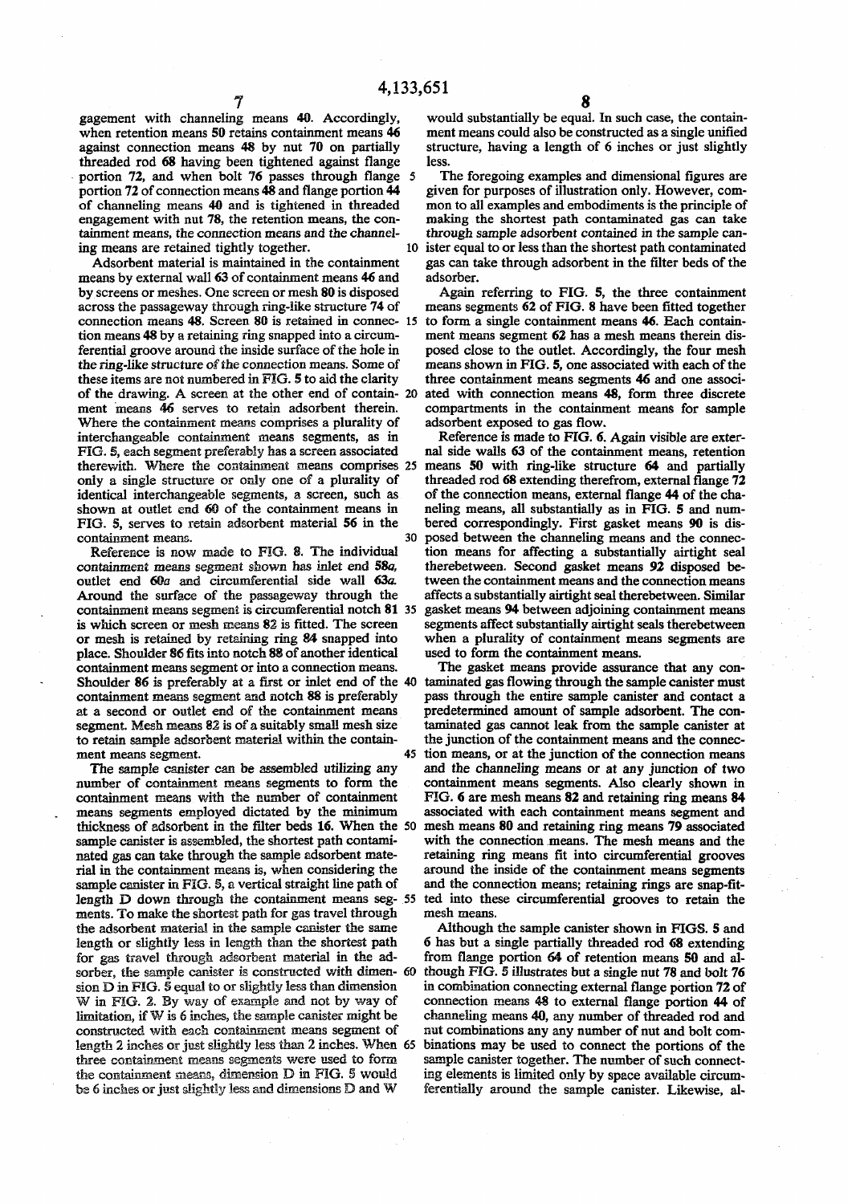gagement with channeling means 40. Accordingly, when retention means 50 retains containment means 46 against connection means 48 by nut 70 on partially threaded rod 68 having been tightened against flange portion 72, and when bolt 76 passes through flange portion 72 of connection means 48 and flange portion 44 of channeling means 40 and is tightened in threaded engagement with nut 78, the retention means, the containment means, the connection means and the channeling means are retained tightly together.

Adsorbent material is maintained in the containment means by external wall 63 of containment means 46 and by screens or meshes. One screen or mesh 80 is disposed across the passageway through ring-like structure 74 of connection means 48. Screen 80 is retained in connection means 48 by a retaining ring snapped into a circumferential groove around the inside surface of the hole in the ring-like structure of the connection means. Some of these items are not numbered in FIG. 5 to aid the clarity of the drawing. A screen at the other end of containment means 46 serves to retain adsorbent therein. Where the containment means comprises a plurality of interchangeable containment means segments, as in FIG. 5, each segment preferably has a screen associated therewith. Where the containment means comprises only a single structure or only one of a plurality of identical interchangeable segments, a screen, such as shown at outlet end 60 of the containment means in FIG. 5, serves to retain adsorbent material 56 in the containment means.

Reference is now made to FIG. 8. The individual containment means segment shown has inlet end 58a, outlet end 60a and circumferential side wall 63a. Around the surface of the passageway through the containment means segment is circumferential notch 81 is which screen or mesh means 82 is fitted. The screen or mesh is retained by retaining ring 84 snapped into place. Shoulder 86 fits into notch 88 of another identical containment means segment or into a connection means. Shoulder 86 is preferably at a first or inlet end of the containment means segment and notch 88 is preferably at a second or outlet end of the containment means segment. Mesh means 82 is of a suitably small mesh size to retain sample adsorbent material within the containment means segment.

The sample canister can be assembled utilizing any number of containment means segments to form the containment means with the number of containment means segments employed dictated by the minimum thickness of adsorbent in the filter beds 16. When the sample canister is assembled, the shortest path contaminated gas can take through the sample adsorbent material in the containment means is, when considering the sample canister in FIG. 5, a vertical straight line path of length D down through the containment means segments. To make the shortest path for gas travel through the adsorbent material in the sample canister the same length or slightly less in length than the shortest path for gas travel through adsorbent material in the adsorber, the sample canister is constructed with dimension D in FIG. 5 equal to or slightly less than dimension W in FIG. 2. By way of example and not by way of limitation, if W is 6 inches, the sample canister might be constructed with each containment means segment of length 2 inches or just slightly less than 2 inches. When three containment means segments were used to form the containment means, dimension D in FIG. 5 would be 6 inches or just slightly less and dimensions D and W would substantially be equal. In such case, the containment means could also be constructed as a single unified structure, having a length of 6 inches or just slightly less.

The foregoing examples and dimensional figures are given for purposes of illustration only. However, common to all examples and embodiments is the principle of making the shortest path contaminated gas can take through sample adsorbent contained in the sample canister equal to or less than the shortest path contaminated gas can take through adsorbent in the filter beds of the adsorber.

Again referring to FIG. 5, the three containment means segments 62 of FIG. 8 have been fitted together to form a single containment means 46. Each containment means segment 62 has a mesh means therein disposed close to the outlet. Accordingly, the four mesh means shown in FIG. 5, one associated with each of the three containment means segments 46 and one associated with connection means 48, form three discrete compartments in the containment means for sample adsorbent exposed to gas flow.

Reference is made to FIG. 6. Again visible are external side walls 63 of the containment means, retention means 50 with ring-like structure 64 and partially threaded rod 68 extending therefrom, external flange 72 of the connection means, external flange 44 of the channeling means, all substantially as in FIG. 5 and numbered correspondingly. First gasket means 90 is disposed between the channeling means and the connection means for affecting a substantially airtight seal therebetween. Second gasket means 92 disposed between the containment means and the connection means affects a substantially airtight seal therebetween. Similar gasket means 94 between adjoining containment means segments affect substantially airtight seals therebetween when a plurality of containment means segments are used to form the containment means.

The gasket means provide assurance that any contaminated gas flowing through the sample canister must pass through the entire sample canister and contact a predetermined amount of sample adsorbent. The contaminated gas cannot leak from the sample canister at the junction of the containment means and the connection means, or at the junction of the connection means and the channeling means or at any junction of two containment means segments. Also clearly shown in FIG. 6 are mesh means 82 and retaining ring means 84 associated with each containment means segment and mesh means 80 and retaining ring means 79 associated with the connection means. The mesh means and the retaining ring means fit into circumferential grooves around the inside of the containment means segments and the connection means; retaining rings are snap-fitted into these circumferential grooves to retain the mesh means.

Although the sample canister shown in FIGS. 5 and 6 has but a single partially threaded rod 68 extending from flange portion 64 of retention means 50 and although FIG. 5 illustrates but a single nut 78 and bolt 76 in combination connecting external flange portion 72 of connection means 48 to external flange portion 44 of channeling means 40, any number of threaded rod and nut combinations any any number of nut and bolt combinations may be used to connect the portions of the sample canister together. The number of such connecting elements is limited only by space available circumferentially around the sample canister. Likewise, al-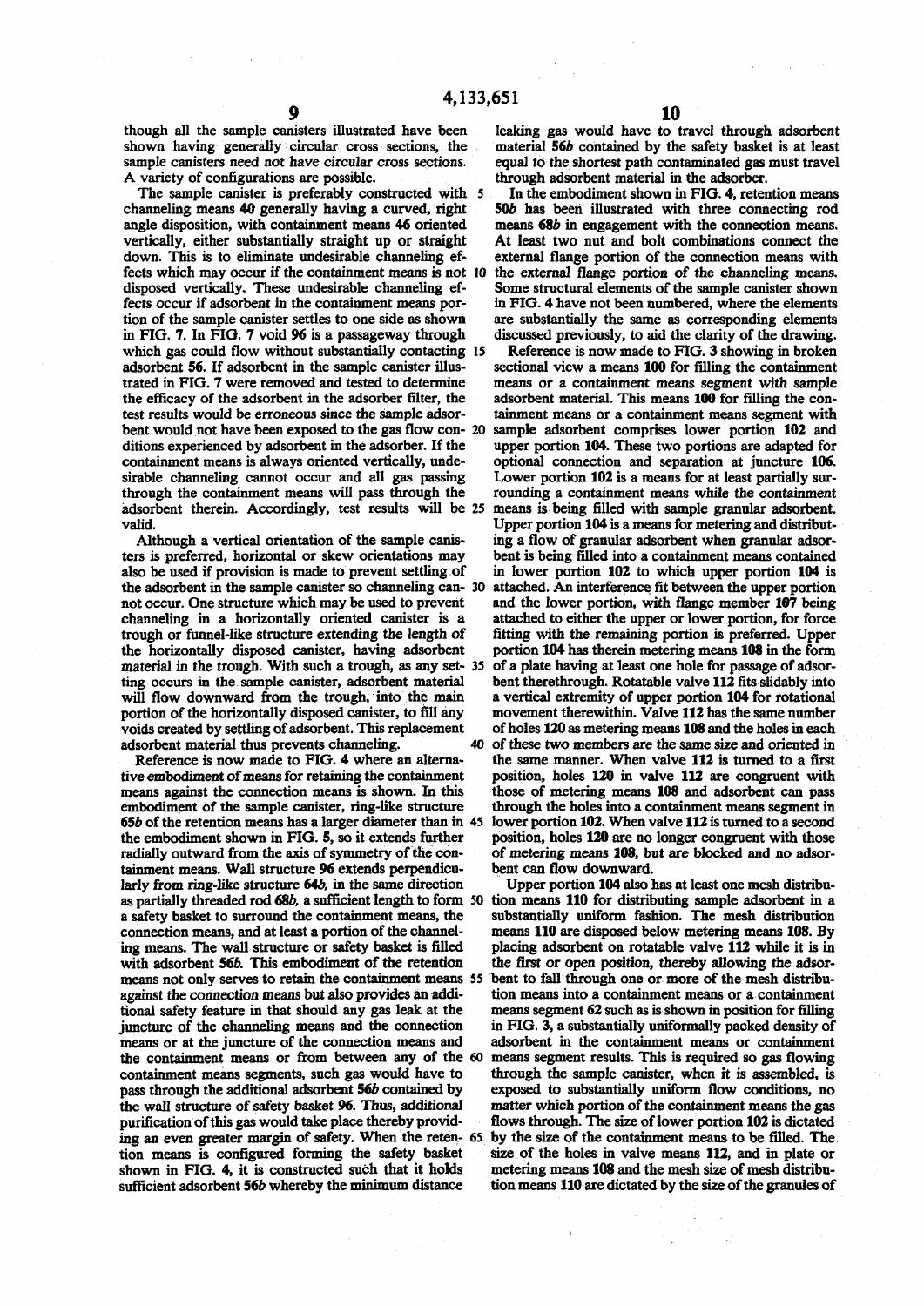though all the sample canisters illustrated have been shown having generally circular cross sections, the sample canisters need not have circular cross sections. A variety of configurations are possible.

The sample canister is preferably constructed with channeling means 40 generally having a curved, right angle disposition, with containment means 46 oriented vertically, either substantially straight up or straight down. This is to eliminate undesirable channeling effects which may occur if the containment means is not disposed vertically. These undesirable channeling effects occur if adsorbent in the containment means portion of the sample canister settles to one side as shown in FIG. 7. In FIG. 7 void 96 is a passageway through which gas could flow without substantially contacting adsorbent 56. If adsorbent in the sample canister illustrated in FIG. 7 were removed and tested to determine the efficacy of the adsorbent in the adsorber filter, the test results would be erroneous since the sample adsorbent would not have been exposed to the gas flow conditions experienced by adsorbent in the adsorber. If the containment means is always oriented vertically, undesirable channeling cannot occur and all gas passing through the containment means will pass through the adsorbent therein. Accordingly, test results will be valid.

Although a vertical orientation of the sample canisters is preferred, horizontal or skew orientations may also be used if provision is made to prevent settling of the adsorbent in the sample canister so channeling cannot occur. One structure which may be used to prevent channeling in a horizontally oriented canister is a trough or funnel-like structure extending the length of the horizontally disposed canister, having adsorbent material in the trough. With such a trough, as any setting occurs in the sample canister, adsorbent material will flow downward from the trough, into the main portion of the horizontally disposed canister, to fill any voids created by settling of adsorbent. This replacement adsorbent material thus prevents channeling.

Reference is now made to FIG. 4 where an alternative embodiment of means for retaining the containment means against the connection means is shown. In this embodiment of the sample canister, ring-like structure 65b of the retention means has a larger diameter than in the embodiment shown in FIG. 5, so it extends further radially outward from the axis of symmetry of the containment means. Wall structure 96 extends perpendicularly from ring-like structure 64b, in the same direction as partially threaded rod 68b, a sufficient length to form a safety basket to surround the containment means, the connection means, and at least a portion of the channeling means. The wall structure or safety basket is filled with adsorbent 56b. This embodiment of the retention means not only serves to retain the containment means against the connection means but also provides an additional safety feature in that should any gas leak at the juncture of the channeling means and the connection means or at the juncture of the connection means and the containment means or from between any of the containment means segments, such gas would have to pass through the additional adsorbent 56b contained by the wall structure of safety basket 96. Thus, additional purification of this gas would take place thereby providing an even greater margin of safety. When the retention means is configured forming the safety basket shown in FIG. 4, it is constructed such that it holds sufficient adsorbent 56b whereby the minimum distance leaking gas would have to travel through adsorbent material 56b contained by the safety basket is at least equal to the shortest path contaminated gas must travel through adsorbent material in the adsorber.

In the embodiment shown in FIG. 4, retention means 50b has been illustrated with three connecting rod means 68b in engagement with the connection means. At least two nut and bolt combinations connect the external flange portion of the connection means with the external flange portion of the channeling means. Some structural elements of the sample canister shown in FIG. 4 have not been numbered, where the elements are substantially the same as corresponding elements discussed previously, to aid the clarity of the drawing.

Reference is now made to FIG. 3 showing in broken sectional view a means 100 for filling the containment means or a containment means segment with sample adsorbent material. This means 100 for filling the containment means or a containment means segment with sample adsorbent comprises lower portion 102 and upper portion 104. These two portions are adapted for optional connection and separation at juncture 106. Lower portion 102 is a means for at least partially surrounding a containment means while the containment means is being filled with sample granular adsorbent. Upper portion 104 is a means for metering and distributing a flow of granular adsorbent when granular adsorbent is being filled into a containment means contained in lower portion 102 to which upper portion 104 is attached. An interference fit between the upper portion and the lower portion, with flange member 107 being attached to either the upper or lower portion, for force fitting with the remaining portion is preferred. Upper portion 104 has therein metering means 108 in the form of a plate having at least one hole for passage of adsorbent therethrough. Rotatable valve 112 fits slidably into a vertical extremity of upper portion 104 for rotational movement therewithin. Valve 112 has the same number of holes 120 as metering means 108 and the holes in each of these two members are the same size and oriented in the same manner. When valve 112 is turned to a first position, holes 120 in valve 112 are congruent with those of metering means 108 and adsorbent can pass through the holes into a containment means segment in lower portion 102. When valve 112 is turned to a second position, holes 120 are no longer congruent with those of metering means 108, but are blocked and no adsorbent can flow downward.

Upper portion 104 also has at least one mesh distribution means 110 for distributing sample adsorbent in a substantially uniform fashion. The mesh distribution means 110 are disposed below metering means 108. By placing adsorbent on rotatable valve 112 while it is in the first or open position, thereby allowing the adsorbent to fall through one or more of the mesh distribution means into a containment means or a containment means segment 62 such as is shown in position for filling in FIG. 3, a substantially uniformly packed density of adsorbent in the containment means or containment means segment results. This is required so gas flowing through the sample canister, when it is assembled, is exposed to substantially uniform flow conditions, no matter which portion of the containment means the gas flows through. The size of lower portion 102 is dictated by the size of the containment means to be filled. The size of the holes in valve means 112, and in plate or metering means 108 and the mesh size of mesh distribution means 110 are dictated by the size of the granules of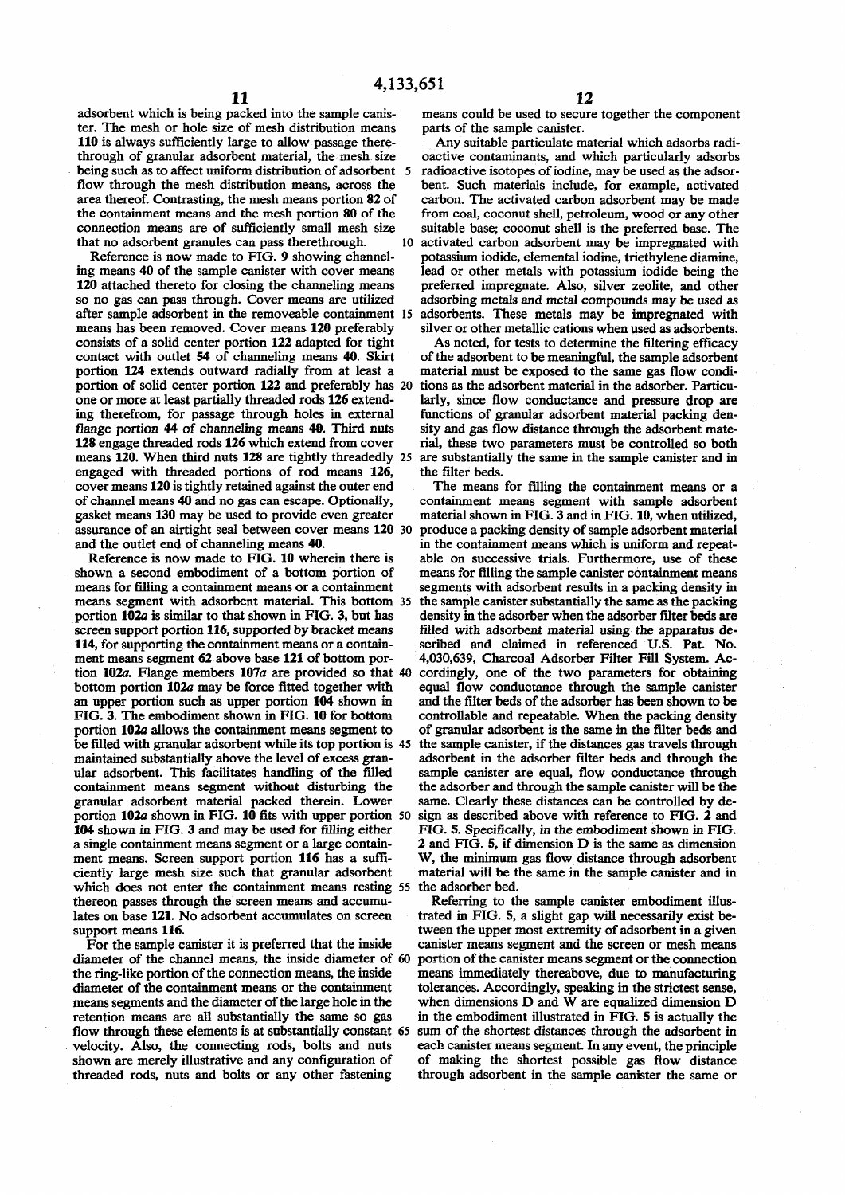adsorbent which is being packed into the sample canister. The mesh or hole size of mesh distribution means 110 is always sufficiently large to allow passage therethrough of granular adsorbent material, the mesh size being such as to affect uniform distribution of adsorbent flow through the mesh distribution means, across the area thereof. Contrasting, the mesh means portion 82 of the containment means and the mesh portion 80 of the connection means are of sufficiently small mesh size that no adsorbent granules can pass therethrough.

Reference is now made to FIG. 9 showing channeling means 40 of the sample canister with cover means 120 attached thereto for closing the channeling means so no gas can pass through. Cover means are utilized after sample adsorbent in the removeable containment means has been removed. Cover means 120 preferably consists of a solid center portion 122 adapted for tight contact with outlet 54 of channeling means 40. Skirt portion 124 extends outward radially from at least a portion of solid center portion 122 and preferably has one or more at least partially threaded rods 126 extending therefrom, for passage through holes in external flange portion 44 of channeling means 40. Third nuts 128 engage threaded rods 126 which extend from cover means 120. When third nuts 128 are tightly threadedly engaged with threaded portions of rod means 126, cover means 120 is tightly retained against the outer end of channel means 40 and no gas can escape. Optionally, gasket means 130 may be used to provide even greater assurance of an airtight seal between cover means 120 and the outlet end of channeling means 40.

Reference is now made to FIG. 10 wherein there is shown a second embodiment of a bottom portion of means for filling a containment means or a containment means segment with adsorbent material. This bottom portion 102a is similar to that shown in FIG. 3, but has screen support portion 116, supported by bracket means 114, for supporting the containment means or a containment means segment 62 above base 121 of bottom portion 102a. Flange members 107a are provided so that bottom portion 102a may be force fitted together with an upper portion such as upper portion 104 shown in FIG. 3. The embodiment shown in FIG. 10 for bottom portion 102a allows the containment means segment to be filled with granular adsorbent while its top portion is maintained substantially above the level of excess granular adsorbent. This facilitates handling of the filled containment means segment without disturbing the granular adsorbent material packed therein. Lower portion 102a shown in FIG. 10 fits with upper portion 104 shown in FIG. 3 and may be used for filling either a single containment means segment or a large containment means. Screen support portion 116 has a sufficiently large mesh size such that granular adsorbent which does not enter the containment means resting thereon passes through the screen means and accumulates on base 121. No adsorbent accumulates on screen support means 116.

For the sample canister it is preferred that the inside diameter of the channel means, the inside diameter of the ring-like portion of the connection means, the inside diameter of the containment means or the containment means segments and the diameter of the large hole in the retention means are all substantially the same so gas flow through these elements is at substantially constant velocity. Also, the connecting rods, bolts and nuts shown are merely illustrative and any configuration of threaded rods, nuts and bolts or any other fastening means could be used to secure together the component parts of the sample canister.

Any suitable particulate material which adsorbs radioactive contaminants, and which particularly adsorbs radioactive isotopes of iodine, may be used as the adsorbent. Such materials include, for example, activated carbon. The activated carbon adsorbent may be made from coal, coconut shell, petroleum, wood or any other suitable base; coconut shell is the preferred base. The activated carbon adsorbent may be impregnated with potassium iodide, elemental iodine, triethylene diamine, lead or other metals with potassium iodide being the preferred impregnate. Also, silver zeolite, and other adsorbing metals and metal compounds may be used as adsorbents. These metals may be impregnated with silver or other metallic cations when used as adsorbents.

As noted, for tests to determine the filtering efficacy of the adsorbent to be meaningful, the sample adsorbent material must be exposed to the same gas flow conditions as the adsorbent material in the adsorber. Particularly, since flow conductance and pressure drop are functions of granular adsorbent material packing density and gas flow distance through the adsorbent material, these two parameters must be controlled so both are substantially the same in the sample canister and in the filter beds.

The means for filling the containment means or a containment means segment with sample adsorbent material shown in FIG. 3 and in FIG. 10, when utilized, produce a packing density of sample adsorbent material in the containment means which is uniform and repeatable on successive trials. Furthermore, use of these means for filling the sample canister containment means segments with adsorbent results in a packing density in the sample canister substantially the same as the packing density in the adsorber when the adsorber filter beds are filled with adsorbent material using the apparatus described and claimed in referenced U.S. Pat. No. 4,030,639, Charcoal Adsorber Filter Fill System. Accordingly, one of the two parameters for obtaining equal flow conductance through the sample canister and the filter beds of the adsorber has been shown to be controllable and repeatable. When the packing density of granular adsorbent is the same in the filter beds and the sample canister, if the distances gas travels through adsorbent in the adsorber filter beds and through the sample canister are equal, flow conductance through the adsorber and through the sample canister will be the same. Clearly these distances can be controlled by design as described above with reference to FIG. 2 and FIG. 5. Specifically, in the embodiment shown in FIG. 2 and FIG. 5, if dimension D is the same as dimension W, the minimum gas flow distance through adsorbent material will be the same in the sample canister and in the adsorber bed.

Referring to the sample canister embodiment illustrated in FIG. 5, a slight gap will necessarily exist between the upper most extremity of adsorbent in a given canister means segment and the screen or mesh means portion of the canister means segment or the connection means immediately thereabove, due to manufacturing tolerances. Accordingly, speaking in the strictest sense, when dimensions D and W are equalized dimension D in the embodiment illustrated in FIG. 5 is actually the sum of the shortest distances through the adsorbent in each canister means segment. In any event, the principle of making the shortest possible gas flow distance through adsorbent in the sample canister the same or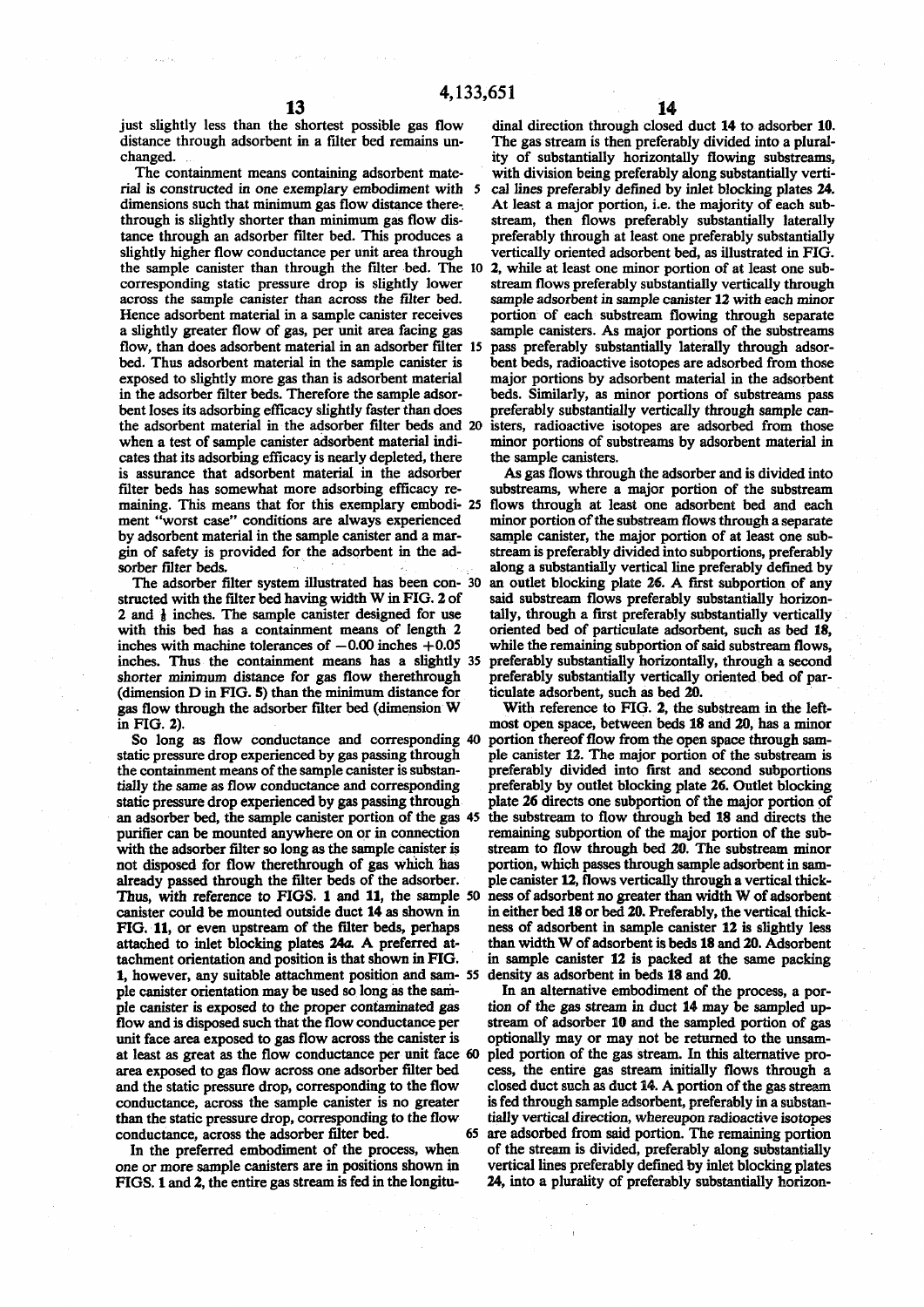just slightly less than the shortest possible gas flow distance through adsorbent in a filter bed remains unchanged.

The containment means containing adsorbent material is constructed in one exemplary embodiment with dimensions such that minimum gas flow distance therethrough is slightly shorter than minimum gas flow distance through an adsorber filter bed. This produces a slightly higher flow conductance per unit area through the sample canister than through the filter bed. The corresponding static pressure drop is slightly lower across the sample canister than across the filter bed. Hence adsorbent material in a sample canister receives a slightly greater flow of gas, per unit area facing gas flow, than does adsorbent material in an adsorber filter bed. Thus adsorbent material in the sample canister is exposed to slightly more gas than is adsorbent material in the adsorber filter beds. Therefore the sample adsorbent loses its adsorbing efficacy slightly faster than does the adsorbent material in the adsorber filter beds and when a test of sample canister adsorbent material indicates that its adsorbing efficacy is nearly depleted, there is assurance that adsorbent material in the adsorber filter beds has somewhat more adsorbing efficacy remaining. This means that for this exemplary embodiment "worst case" conditions are always experienced by adsorbent material in the sample canister and a margin of safety is provided for the adsorbent in the adsorber filter beds.

The adsorber filter system illustrated has been constructed with the filter bed having width W in FIG. 2 of 2 and ⅛ inches. The sample canister designed for use with this bed has a containment means of length 2 inches with machine tolerances of −0.00 inches +0.05 inches. Thus the containment means has a slightly shorter minimum distance for gas flow therethrough (dimension D in FIG. 5) than the minimum distance for gas flow through the adsorber filter bed (dimension W in FIG. 2).

So long as flow conductance and corresponding static pressure drop experienced by gas passing through the containment means of the sample canister is substantially the same as flow conductance and corresponding static pressure drop experienced by gas passing through an adsorber bed, the sample canister portion of the gas purifier can be mounted anywhere on or in connection with the adsorber filter so long as the sample canister is not disposed for flow therethrough of gas which has already passed through the filter beds of the adsorber. Thus, with reference to FIGS. 1 and 11, the sample canister could be mounted outside duct 14 as shown in FIG. 11, or even upstream of the filter beds, perhaps attached to inlet blocking plates 24a. A preferred attachment orientation and position is that shown in FIG. 1, however, any suitable attachment position and sample canister orientation may be used so long as the sample canister is exposed to the proper contaminated gas flow and is disposed such that the flow conductance per unit face area exposed to gas flow across the canister is at least as great as the flow conductance per unit face area exposed to gas flow across one adsorber filter bed and the static pressure drop, corresponding to the flow conductance, across the sample canister is no greater than the static pressure drop, corresponding to the flow conductance, across the adsorber filter bed.

In the preferred embodiment of the process, when one or more sample canisters are in positions shown in FIGS. 1 and 2, the entire gas stream is fed in the longitudinal direction through closed duct 14 to adsorber 10. The gas stream is then preferably divided into a plurality of substantially horizontally flowing substreams, with division being preferably along substantially vertical lines preferably defined by inlet blocking plates 24. At least a major portion, i.e. the majority of each substream, then flows preferably substantially laterally preferably through at least one preferably substantially vertically oriented adsorbent bed, as illustrated in FIG. 2, while at least one minor portion of at least one substream flows preferably substantially vertically through sample adsorbent in sample canister 12 with each minor portion of each substream flowing through separate sample canisters. As major portions of the substreams pass preferably substantially laterally through adsorbent beds, radioactive isotopes are adsorbed from those major portions by adsorbent material in the adsorbent beds. Similarly, as minor portions of substreams pass preferably substantially vertically through sample canisters, radioactive isotopes are adsorbed from those minor portions of substreams by adsorbent material in the sample canisters.

As gas flows through the adsorber and is divided into substreams, where a major portion of the substream flows through at least one adsorbent bed and each minor portion of the substream flows through a separate sample canister, the major portion of at least one substream is preferably divided into subportions, preferably along a substantially vertical line preferably defined by an outlet blocking plate 26. A first subportion of any said substream flows preferably substantially horizontally, through a first preferably substantially vertically oriented bed of particulate adsorbent, such as bed 18, while the remaining subportion of said substream flows, preferably substantially horizontally, through a second preferably substantially vertically oriented bed of particulate adsorbent, such as bed 20.

With reference to FIG. 2, the substream in the leftmost open space, between beds 18 and 20, has a minor portion thereof flow from the open space through sample canister 12. The major portion of the substream is preferably divided into first and second subportions preferably by outlet blocking plate 26. Outlet blocking plate 26 directs one subportion of the major portion of the substream to flow through bed 18 and directs the remaining subportion of the major portion of the substream to flow through bed 20. The substream minor portion, which passes through sample adsorbent in sample canister 12, flows vertically through a vertical thickness of adsorbent no greater than width W of adsorbent in either bed 18 or bed 20. Preferably, the vertical thickness of adsorbent in sample canister 12 is slightly less than width W of adsorbent is beds 18 and 20. Adsorbent in sample canister 12 is packed at the same packing density as adsorbent in beds 18 and 20.

In an alternative embodiment of the process, a portion of the gas stream in duct 14 may be sampled upstream of adsorber 10 and the sampled portion of gas optionally may or may not be returned to the unsampled portion of the gas stream. In this alternative process, the entire gas stream initially flows through a closed duct such as duct 14. A portion of the gas stream is fed through sample adsorbent, preferably in a substantially vertical direction, whereupon radioactive isotopes are adsorbed from said portion. The remaining portion of the stream is divided, preferably along substantially vertical lines preferably defined by inlet blocking plates 24, into a plurality of preferably substantially horizon-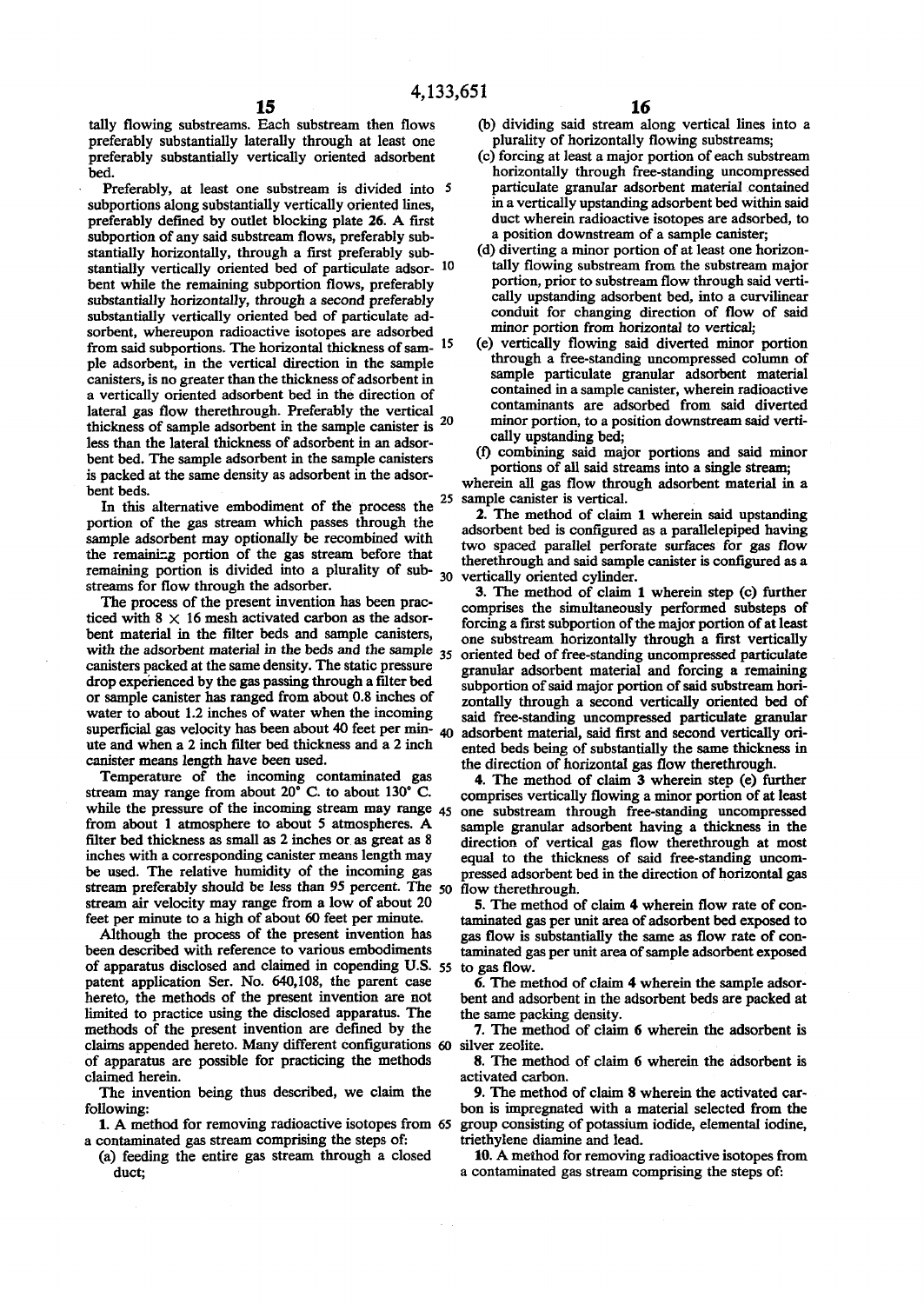tally flowing substreams. Each substream then flows preferably substantially laterally through at least one preferably substantially vertically oriented adsorbent bed.

Preferably, at least one substream is divided into subportions along substantially vertically oriented lines, preferably defined by outlet blocking plate 26. A first subportion of any said substream flows, preferably substantially horizontally, through a first preferably substantially vertically oriented bed of particulate adsorbent while the remaining subportion flows, preferably substantially horizontally, through a second preferably substantially vertically oriented bed of particulate adsorbent, whereupon radioactive isotopes are adsorbed from said subportions. The horizontal thickness of sample adsorbent, in the vertical direction in the sample canisters, is no greater than the thickness of adsorbent in a vertically oriented adsorbent bed in the direction of lateral gas flow therethrough. Preferably the vertical thickness of sample adsorbent in the sample canister is less than the lateral thickness of adsorbent in an adsorbent bed. The sample adsorbent in the sample canisters is packed at the same density as adsorbent in the adsorbent beds.

In this alternative embodiment of the process the portion of the gas stream which passes through the sample adsorbent may optionally be recombined with the remaining portion of the gas stream before that remaining portion is divided into a plurality of substreams for flow through the adsorber.

The process of the present invention has been practiced with 8 × 16 mesh activated carbon as the adsorbent material in the filter beds and sample canisters, with the adsorbent material in the beds and the sample canisters packed at the same density. The static pressure drop experienced by the gas passing through a filter bed or sample canister has ranged from about 0.8 inches of water to about 1.2 inches of water when the incoming superficial gas velocity has been about 40 feet per minute and when a 2 inch filter bed thickness and a 2 inch canister means length have been used.

Temperature of the incoming contaminated gas stream may range from about 20° C. to about 130° C. while the pressure of the incoming stream may range from about 1 atmosphere to about 5 atmospheres. A filter bed thickness as small as 2 inches or as great as 8 inches with a corresponding canister means length may be used. The relative humidity of the incoming gas stream preferably should be less than 95 percent. The stream air velocity may range from a low of about 20 feet per minute to a high of about 60 feet per minute.

Although the process of the present invention has been described with reference to various embodiments of apparatus disclosed and claimed in copending U.S. patent application Ser. No. 640,108, the parent case hereto, the methods of the present invention are not limited to practice using the disclosed apparatus. The methods of the present invention are defined by the claims appended hereto. Many different configurations of apparatus are possible for practicing the methods claimed herein.

The invention being thus described, we claim the following:

1. A method for removing radioactive isotopes from a contaminated gas stream comprising the steps of:

(a) feeding the entire gas stream through a closed duct;

(b) dividing said stream along vertical lines into a plurality of horizontally flowing substreams;

(c) forcing at least a major portion of each substream horizontally through free-standing uncompressed particulate granular adsorbent material contained in a vertically upstanding adsorbent bed within said duct wherein radioactive isotopes are adsorbed, to a position downstream of a sample canister;

(d) diverting a minor portion of at least one horizontally flowing substream from the substream major portion, prior to substream flow through said vertically upstanding adsorbent bed, into a curvilinear conduit for changing direction of flow of said minor portion from horizontal to vertical;

(e) vertically flowing said diverted minor portion through a free-standing uncompressed column of sample particulate granular adsorbent material contained in a sample canister, wherein radioactive contaminants are adsorbed from said diverted minor portion, to a position downstream said vertically upstanding bed;

(f) combining said major portions and said minor portions of all said streams into a single stream;

wherein all gas flow through adsorbent material in a sample canister is vertical.

2. The method of claim 1 wherein said upstanding adsorbent bed is configured as a parallelepiped having two spaced parallel perforate surfaces for gas flow therethrough and said sample canister is configured as a vertically oriented cylinder.

3. The method of claim 1 wherein step (c) further comprises the simultaneously performed substeps of forcing a first subportion of the major portion of at least one substream horizontally through a first vertically oriented bed of free-standing uncompressed particulate granular adsorbent material and forcing a remaining subportion of said major portion of said substream horizontally through a second vertically oriented bed of said free-standing uncompressed particulate granular adsorbent material, said first and second vertically oriented beds being of substantially the same thickness in the direction of horizontal gas flow therethrough.

4. The method of claim 3 wherein step (e) further comprises vertically flowing a minor portion of at least one substream through free-standing uncompressed sample granular adsorbent having a thickness in the direction of vertical gas flow therethrough at most equal to the thickness of said free-standing uncompressed adsorbent bed in the direction of horizontal gas flow therethrough.

5. The method of claim 4 wherein flow rate of contaminated gas per unit area of adsorbent bed exposed to gas flow is substantially the same as flow rate of contaminated gas per unit area of sample adsorbent exposed to gas flow.

6. The method of claim 4 wherein the sample adsorbent and adsorbent in the adsorbent beds are packed at the same packing density.

7. The method of claim 6 wherein the adsorbent is silver zeolite.

8. The method of claim 6 wherein the adsorbent is activated carbon.

9. The method of claim 8 wherein the activated carbon is impregnated with a material selected from the group consisting of potassium iodide, elemental iodine, triethylene diamine and lead.

10. A method for removing radioactive isotopes from a contaminated gas stream comprising the steps of: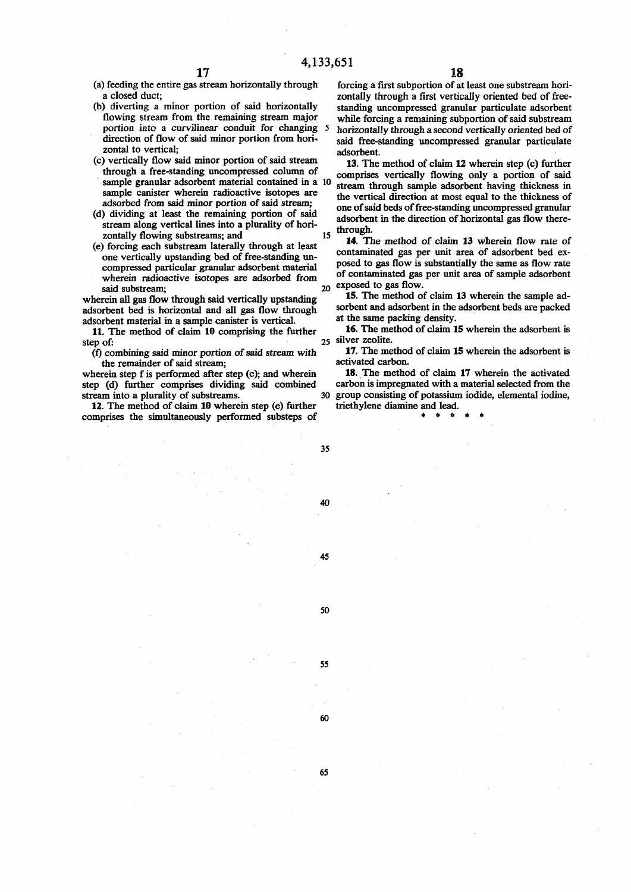(a) feeding the entire gas stream horizontally through a closed duct;

(b) diverting a minor portion of said horizontally flowing stream from the remaining stream major portion into a curvilinear conduit for changing direction of flow of said minor portion from horizontal to vertical;

(c) vertically flow said minor portion of said stream through a free-standing uncompressed column of sample granular adsorbent material contained in a sample canister wherein radioactive isotopes are adsorbed from said minor portion of said stream;

(d) dividing at least the remaining portion of said stream along vertical lines into a plurality of horizontally flowing substreams; and

(e) forcing each substream laterally through at least one vertically upstanding bed of free-standing uncompressed particular granular adsorbent material wherein radioactive isotopes are adsorbed from said substream;

wherein all gas flow through said vertically upstanding adsorbent bed is horizontal and all gas flow through adsorbent material in a sample canister is vertical.

**11.** The method of claim **10** comprising the further step of:

(f) combining said minor portion of said stream with the remainder of said stream;

wherein step f is performed after step (c); and wherein step (d) further comprises dividing said combined stream into a plurality of substreams.

**12.** The method of claim **10** wherein step (e) further comprises the simultaneously performed substeps of forcing a first subportion of at least one substream horizontally through a first vertically oriented bed of free-standing uncompressed granular particulate adsorbent while forcing a remaining subportion of said substream horizontally through a second vertically oriented bed of said free-standing uncompressed granular particulate adsorbent.

**13.** The method of claim **12** wherein step (c) further comprises vertically flowing only a portion of said stream through sample adsorbent having thickness in the vertical direction at most equal to the thickness of one of said beds of free-standing uncompressed granular adsorbent in the direction of horizontal gas flow therethrough.

**14.** The method of claim **13** wherein flow rate of contaminated gas per unit area of adsorbent bed exposed to gas flow is substantially the same as flow rate of contaminated gas per unit area of sample adsorbent exposed to gas flow.

**15.** The method of claim **13** wherein the sample adsorbent and adsorbent in the adsorbent beds are packed at the same packing density.

**16.** The method of claim **15** wherein the adsorbent is silver zeolite.

**17.** The method of claim **15** wherein the adsorbent is activated carbon.

**18.** The method of claim **17** wherein the activated carbon is impregnated with a material selected from the group consisting of potassium iodide, elemental iodine, triethylene diamine and lead.

* * * * *